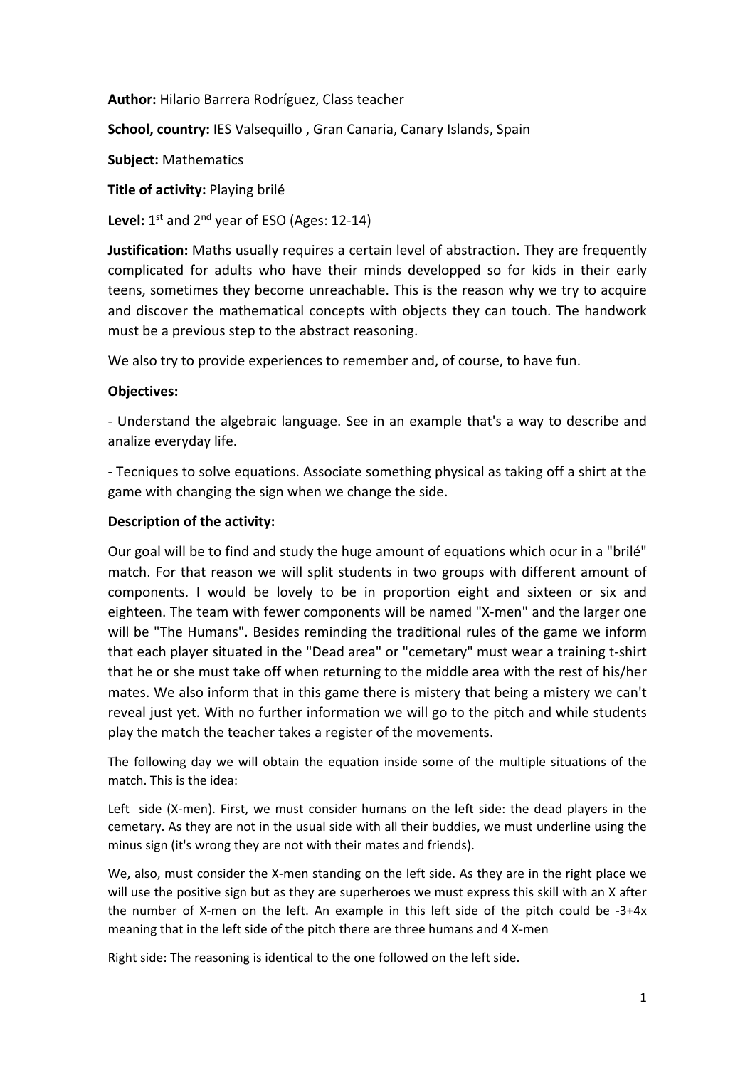**Author:** Hilario Barrera Rodríguez, Class teacher

**School, country:** IES Valsequillo , Gran Canaria, Canary Islands, Spain

**Subject:** Mathematics

**Title of activity:** Playing brilé

**Level:** 1st and 2nd year of ESO (Ages: 12-14)

**Justification:** Maths usually requires a certain level of abstraction. They are frequently complicated for adults who have their minds developped so for kids in their early teens, sometimes they become unreachable. This is the reason why we try to acquire and discover the mathematical concepts with objects they can touch. The handwork must be a previous step to the abstract reasoning.

We also try to provide experiences to remember and, of course, to have fun.

**Objectives:**

- Understand the algebraic language. See in an example that's a way to describe and analize everyday life.

- Tecniques to solve equations. Associate something physical as taking off a shirt at the game with changing the sign when we change the side.

**Description of the activity:**

Our goal will be to find and study the huge amount of equations which ocur in a "brilé" match. For that reason we will split students in two groups with different amount of components. I would be lovely to be in proportion eight and sixteen or six and eighteen. The team with fewer components will be named "X-men" and the larger one will be "The Humans". Besides reminding the traditional rules of the game we inform that each player situated in the "Dead area" or "cemetary" must wear a training t-shirt that he or she must take off when returning to the middle area with the rest of his/her mates. We also inform that in this game there is mistery that being a mistery we can't reveal just yet. With no further information we will go to the pitch and while students play the match the teacher takes a register of the movements.

The following day we will obtain the equation inside some of the multiple situations of the match. This is the idea:

Left side (X-men). First, we must consider humans on the left side: the dead players in the cemetary. As they are not in the usual side with all their buddies, we must underline using the minus sign (it's wrong they are not with their mates and friends).

We, also, must consider the X-men standing on the left side. As they are in the right place we will use the positive sign but as they are superheroes we must express this skill with an X after the number of X-men on the left. An example in this left side of the pitch could be $-3+4x$ meaning that in the left side of the pitch there are three humans and 4 X-men

Right side: The reasoning is identical to the one followed on the left side.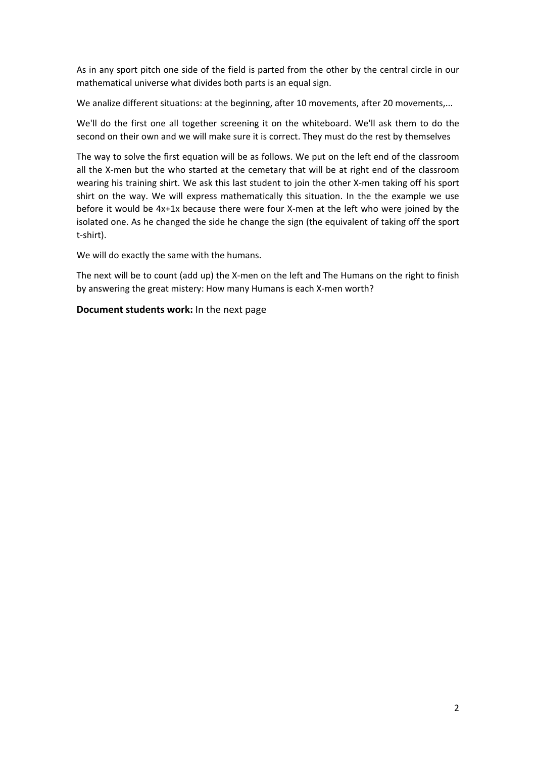As in any sport pitch one side of the field is parted from the other by the central circle in our mathematical universe what divides both parts is an equal sign.

We analize different situations: at the beginning, after 10 movements, after 20 movements,...

We'll do the first one all together screening it on the whiteboard. We'll ask them to do the second on their own and we will make sure it is correct. They must do the rest by themselves

The way to solve the first equation will be as follows. We put on the left end of the classroom all the X-men but the who started at the cemetary that will be at right end of the classroom wearing his training shirt. We ask this last student to join the other X-men taking off his sport shirt on the way. We will express mathematically this situation. In the the example we use before it would be $4x+1x$ because there were four X-men at the left who were joined by the isolated one. As he changed the side he change the sign (the equivalent of taking off the sport t-shirt).

We will do exactly the same with the humans.

The next will be to count (add up) the X-men on the left and The Humans on the right to finish by answering the great mistery: How many Humans is each X-men worth?

**Document students work:** In the next page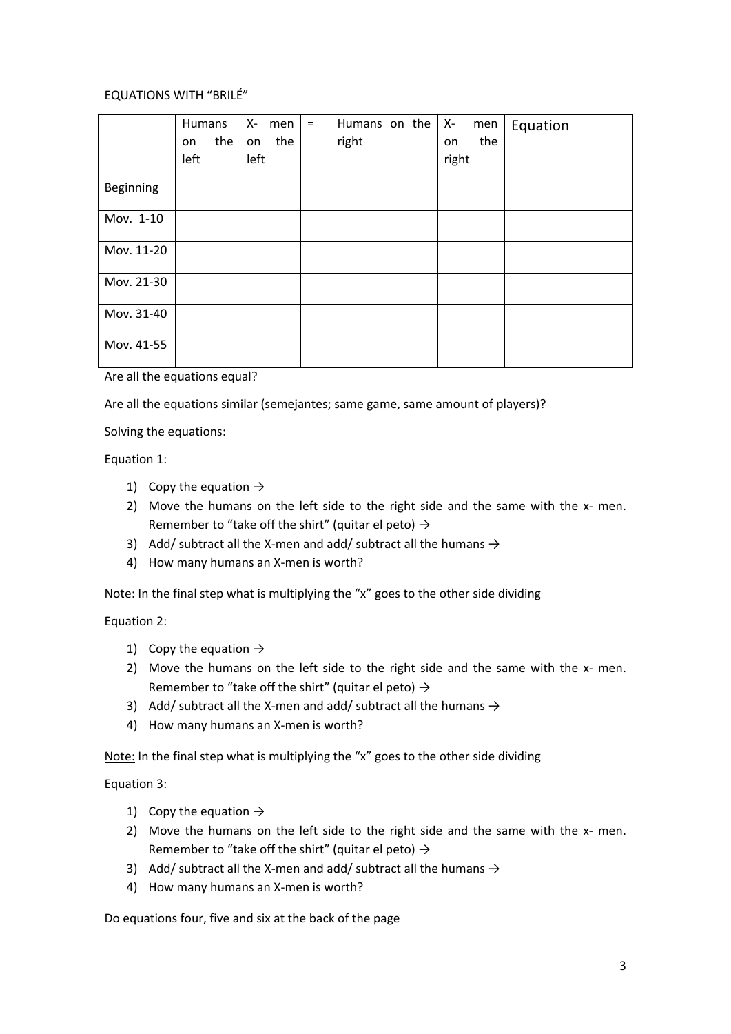EQUATIONS WITH "BRILÉ"

| | Humans on the left | X- men on the left | = | Humans on the right | X- men on the right | Equation |
|---|---|---|---|---|---|---|
| Beginning | | | | | | |
| Mov. 1-10 | | | | | | |
| Mov. 11-20 | | | | | | |
| Mov. 21-30 | | | | | | |
| Mov. 31-40 | | | | | | |
| Mov. 41-55 | | | | | | |

Are all the equations equal?

Are all the equations similar (semejantes; same game, same amount of players)?

Solving the equations:

Equation 1:

1) Copy the equation →
2) Move the humans on the left side to the right side and the same with the x- men. Remember to "take off the shirt" (quitar el peto) →
3) Add/ subtract all the X-men and add/ subtract all the humans →
4) How many humans an X-men is worth?

<u>Note:</u> In the final step what is multiplying the "x" goes to the other side dividing

Equation 2:

1) Copy the equation →
2) Move the humans on the left side to the right side and the same with the x- men. Remember to "take off the shirt" (quitar el peto) →
3) Add/ subtract all the X-men and add/ subtract all the humans →
4) How many humans an X-men is worth?

<u>Note:</u> In the final step what is multiplying the "x" goes to the other side dividing

Equation 3:

1) Copy the equation →
2) Move the humans on the left side to the right side and the same with the x- men. Remember to "take off the shirt" (quitar el peto) →
3) Add/ subtract all the X-men and add/ subtract all the humans →
4) How many humans an X-men is worth?

Do equations four, five and six at the back of the page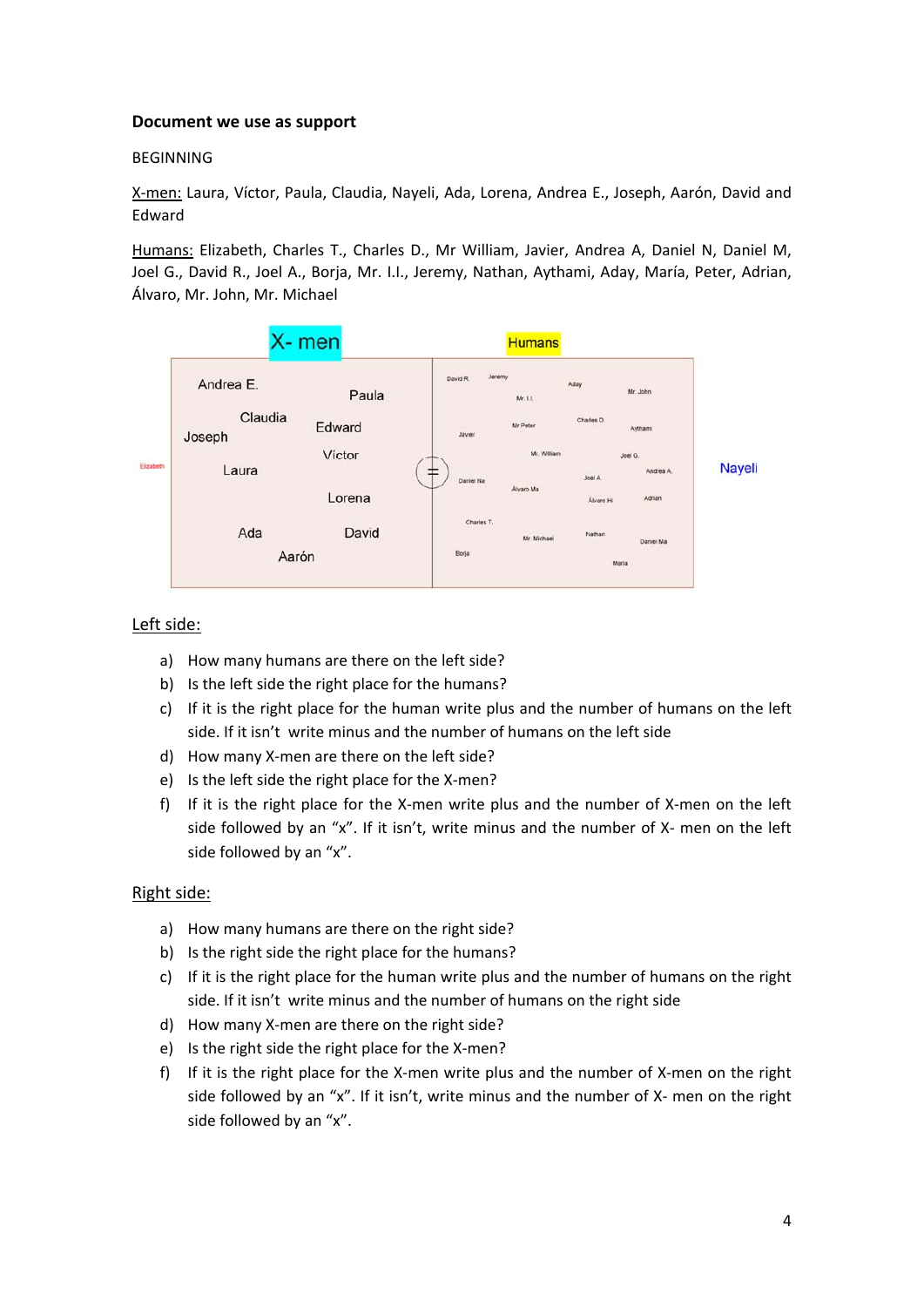**Document we use as support**

BEGINNING

X-men: Laura, Víctor, Paula, Claudia, Nayeli, Ada, Lorena, Andrea E., Joseph, Aarón, David and Edward

Humans: Elizabeth, Charles T., Charles D., Mr William, Javier, Andrea A, Daniel N, Daniel M, Joel G., David R., Joel A., Borja, Mr. I.I., Jeremy, Nathan, Aythami, Aday, María, Peter, Adrian, Álvaro, Mr. John, Mr. Michael

X- men | Humans

Andrea E. Paula Claudia Edward Joseph Víctor Laura Lorena Ada David Aarón

Elizabeth

=

David R. Jeremy Aday Mr. John Mr. I.I. Javier Mr Peter Charles D. Aythami Mr. William Joel G. Daniel Na Joel A. Andrea A. Álvaro Ma Álvaro Hi Adrian Charles T. Mr. Michael Nathan Daniel Ma Borja María

Nayeli

Left side:

a) How many humans are there on the left side?
b) Is the left side the right place for the humans?
c) If it is the right place for the human write plus and the number of humans on the left side. If it isn't write minus and the number of humans on the left side
d) How many X-men are there on the left side?
e) Is the left side the right place for the X-men?
f) If it is the right place for the X-men write plus and the number of X-men on the left side followed by an "x". If it isn't, write minus and the number of X- men on the left side followed by an "x".

Right side:

a) How many humans are there on the right side?
b) Is the right side the right place for the humans?
c) If it is the right place for the human write plus and the number of humans on the right side. If it isn't write minus and the number of humans on the right side
d) How many X-men are there on the right side?
e) Is the right side the right place for the X-men?
f) If it is the right place for the X-men write plus and the number of X-men on the right side followed by an "x". If it isn't, write minus and the number of X- men on the right side followed by an "x".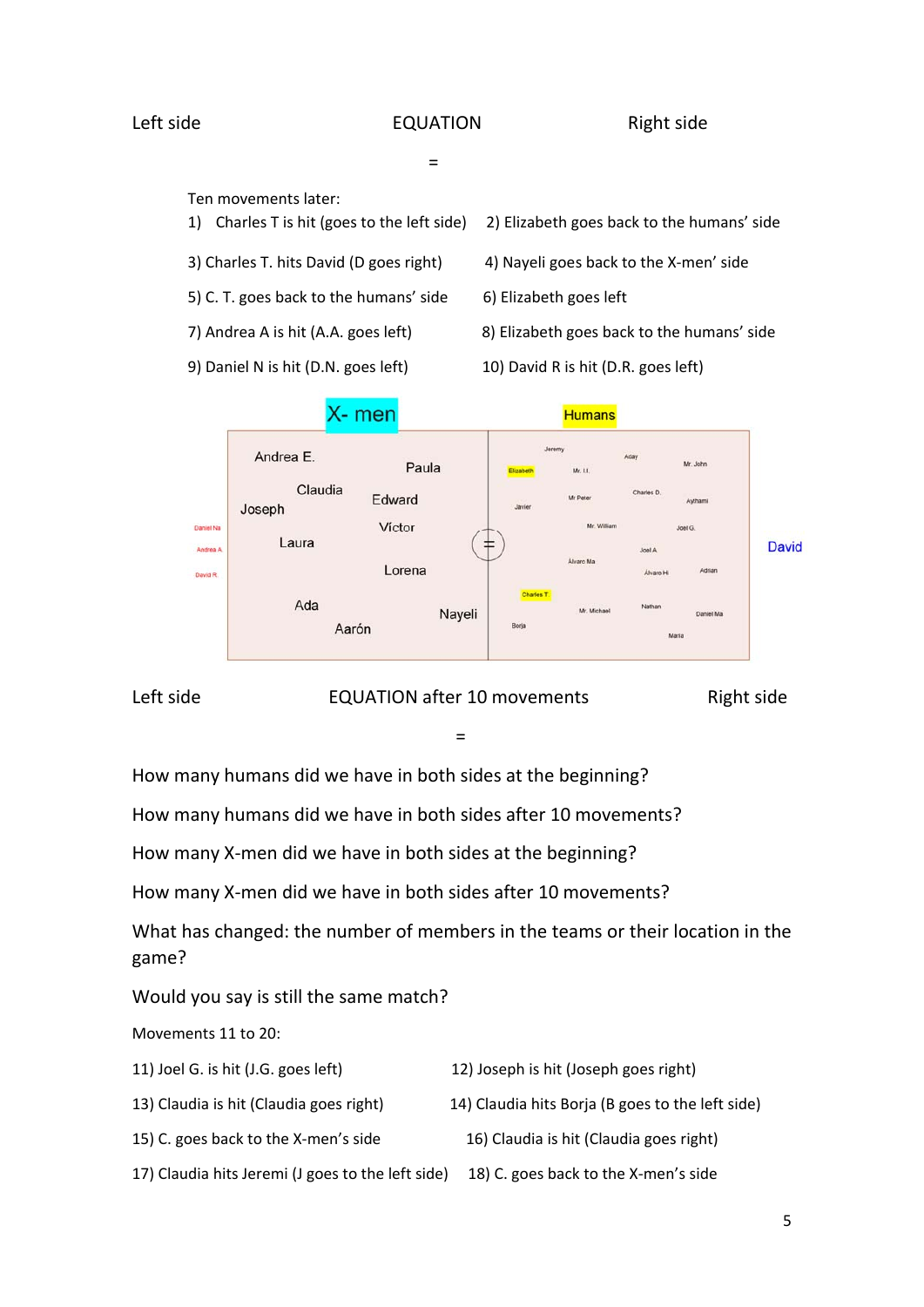Left side EQUATION Right side

=

Ten movements later:

1) Charles T is hit (goes to the left side)
2) Elizabeth goes back to the humans' side
3) Charles T. hits David (D goes right)
4) Nayeli goes back to the X-men' side
5) C. T. goes back to the humans' side
6) Elizabeth goes left
7) Andrea A is hit (A.A. goes left)
8) Elizabeth goes back to the humans' side
9) Daniel N is hit (D.N. goes left)
10) David R is hit (D.R. goes left)

X- men | Humans

Daniel Na, Andrea A, David R

Andrea E., Paula, Claudia, Joseph, Edward, Víctor, Laura, Lorena, Ada, Aarón, Nayeli

=

Jeremy, Aday, Elizabeth, Mr. H., Mr. John, Mr Peter, Charles D., Javier, Aythami, Mr. William, Joel G., Joel A, Álvaro Ma, Álvaro Hi, Adrian, Charles T, Nathan, Mr. Michael, Daniel Ma, Borja, María

David

Left side EQUATION after 10 movements Right side

=

How many humans did we have in both sides at the beginning?

How many humans did we have in both sides after 10 movements?

How many X-men did we have in both sides at the beginning?

How many X-men did we have in both sides after 10 movements?

What has changed: the number of members in the teams or their location in the game?

Would you say is still the same match?

Movements 11 to 20:

11) Joel G. is hit (J.G. goes left)
12) Joseph is hit (Joseph goes right)
13) Claudia is hit (Claudia goes right)
14) Claudia hits Borja (B goes to the left side)
15) C. goes back to the X-men's side
16) Claudia is hit (Claudia goes right)
17) Claudia hits Jeremi (J goes to the left side)
18) C. goes back to the X-men's side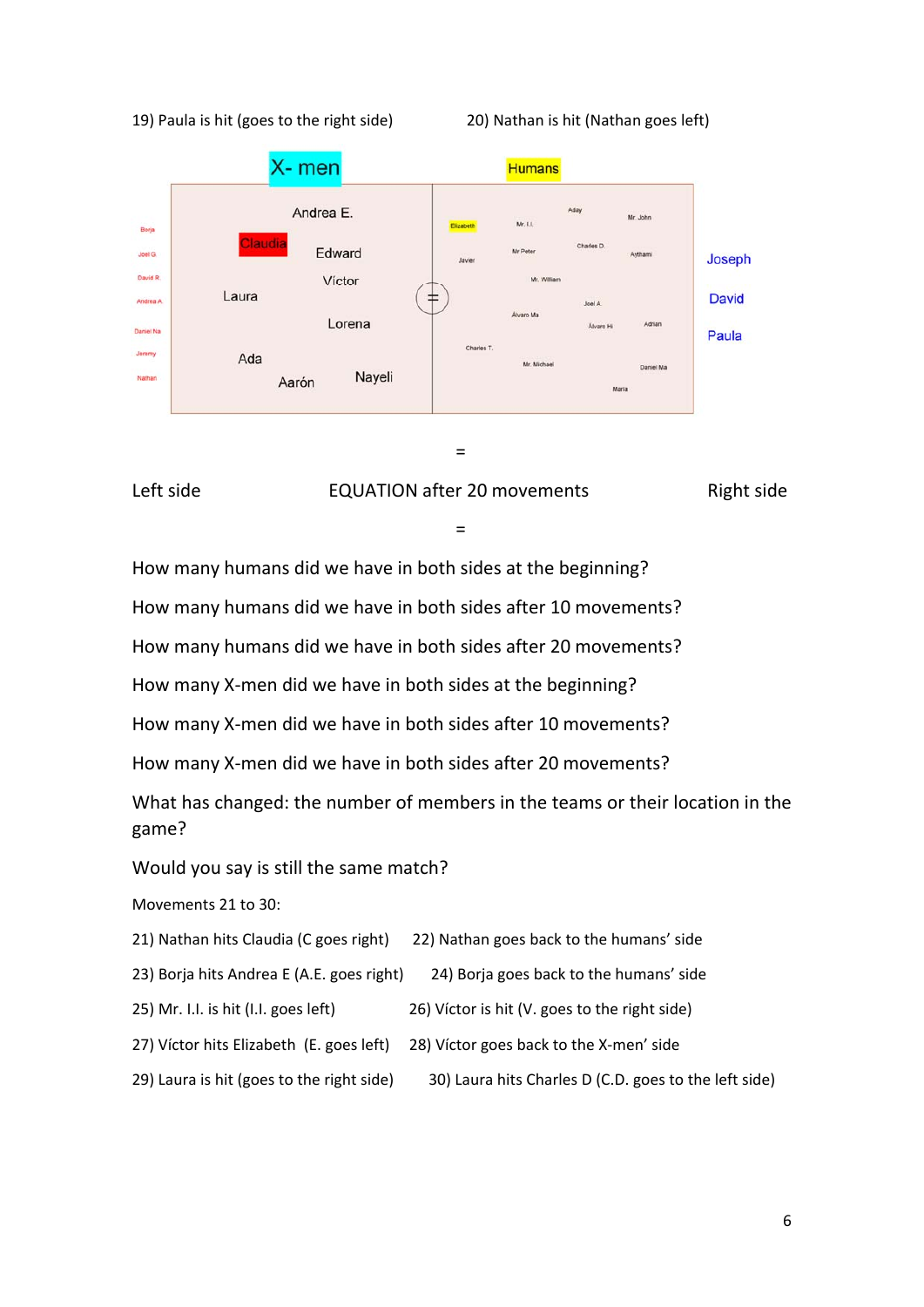19) Paula is hit (goes to the right side) 20) Nathan is hit (Nathan goes left)

X- men

Humans

Borja
Joel G.
David R.
Andrea A.
Daniel Na
Jeremy
Nathan

Andrea E.
Claudia
Edward
Víctor
Laura
Lorena
Ada
Aarón
Nayeli

=

Elizabeth
Mr. I.I.
Aday
Mr. John
Javier
Mr Peter
Charles D.
Aythami
Mr. William
Joel A.
Álvaro Ma
Álvaro Hi
Adrian
Charles T.
Mr. Michael
Daniel Ma
María

Joseph
David
Paula

=

Left side EQUATION after 20 movements Right side

=

How many humans did we have in both sides at the beginning?

How many humans did we have in both sides after 10 movements?

How many humans did we have in both sides after 20 movements?

How many X-men did we have in both sides at the beginning?

How many X-men did we have in both sides after 10 movements?

How many X-men did we have in both sides after 20 movements?

What has changed: the number of members in the teams or their location in the game?

Would you say is still the same match?

Movements 21 to 30:

21) Nathan hits Claudia (C goes right) 22) Nathan goes back to the humans' side

23) Borja hits Andrea E (A.E. goes right) 24) Borja goes back to the humans' side

25) Mr. I.I. is hit (I.I. goes left) 26) Víctor is hit (V. goes to the right side)

27) Víctor hits Elizabeth (E. goes left) 28) Víctor goes back to the X-men' side

29) Laura is hit (goes to the right side) 30) Laura hits Charles D (C.D. goes to the left side)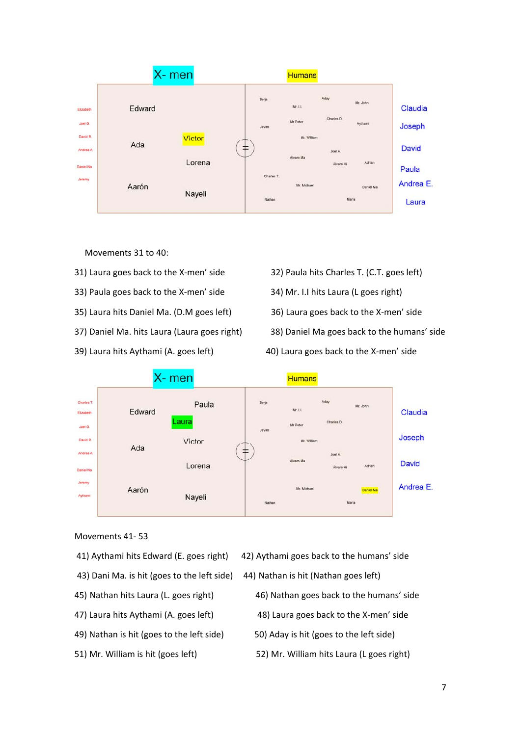X- men

Humans

| | | |
|---|---|---|
| Elizabeth, Joel G., David R., Andrea A., Daniel Na, Jeremy | Edward, Ada, Victor, Lorena, Aarón, Nayeli | Borja, Aday, Mr. John, Mr. I.I., Mr Peter, Charles D., Javier, Aythami, Mr. William, Joel A., Álvaro Ma, Álvaro Hi, Adrian, Charles T., Mr. Michael, Daniel Ma, Nathan, María |

Claudia
Joseph
David
Paula
Andrea E.
Laura

Movements 31 to 40:

31) Laura goes back to the X-men' side

32) Paula hits Charles T. (C.T. goes left)

33) Paula goes back to the X-men' side

34) Mr. I.I hits Laura (L goes right)

35) Laura hits Daniel Ma. (D.M goes left)

36) Laura goes back to the X-men' side

37) Daniel Ma. hits Laura (Laura goes right)

38) Daniel Ma goes back to the humans' side

39) Laura hits Aythami (A. goes left)

40) Laura goes back to the X-men' side

X- men

Humans

| | | |
|---|---|---|
| Charles T., Elizabeth, Joel G., David R., Andrea A., Daniel Na, Jeremy, Aythami | Edward, Paula, Laura, Ada, Victor, Lorena, Aarón, Nayeli | Borja, Aday, Mr. John, Mr. I.I., Mr Peter, Charles D., Javier, Mr. William, Joel A., Álvaro Ma, Álvaro Hi, Adrian, Mr. Michael, Daniel Ma, Nathan, María |

Claudia
Joseph
David
Andrea E.

Movements 41- 53

41) Aythami hits Edward (E. goes right)

42) Aythami goes back to the humans' side

43) Dani Ma. is hit (goes to the left side)

44) Nathan is hit (Nathan goes left)

45) Nathan hits Laura (L. goes right)

46) Nathan goes back to the humans' side

47) Laura hits Aythami (A. goes left)

48) Laura goes back to the X-men' side

49) Nathan is hit (goes to the left side)

50) Aday is hit (goes to the left side)

51) Mr. William is hit (goes left)

52) Mr. William hits Laura (L goes right)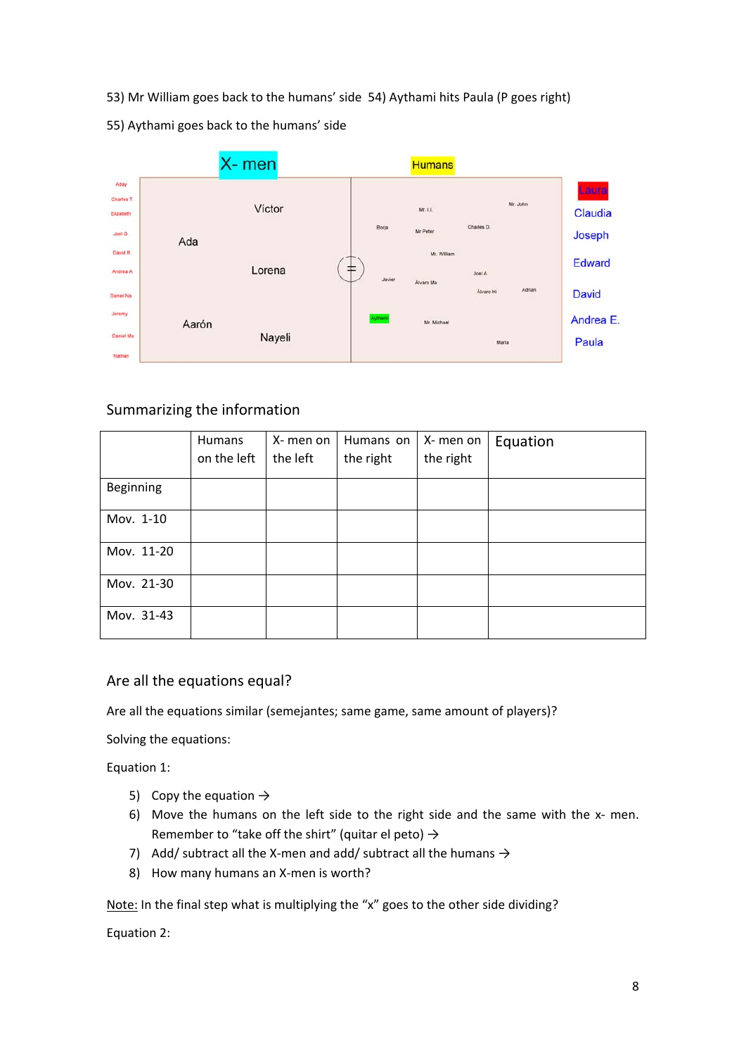53) Mr William goes back to the humans' side 54) Aythami hits Paula (P goes right)

55) Aythami goes back to the humans' side

X- men | Humans

Aday, Charles T., Elizabeth, Joel G., David R., Andrea A., Daniel Na, Jeremy, Daniel Ma, Nathan

Víctor, Ada, Lorena, Aarón, Nayeli

=

Mr. I.I., Mr. John, Borja, Mr Peter, Charles D., Mr. William, Javier, Álvaro Ma, Joel A., Álvaro Hi, Adrian, Aythami, Mr. Michael, Maria

Laura, Claudia, Joseph, Edward, David, Andrea E., Paula

## Summarizing the information

| | Humans on the left | X- men on the left | Humans on the right | X- men on the right | Equation |
|---|---|---|---|---|---|
| Beginning | | | | | |
| Mov. 1-10 | | | | | |
| Mov. 11-20 | | | | | |
| Mov. 21-30 | | | | | |
| Mov. 31-43 | | | | | |

## Are all the equations equal?

Are all the equations similar (semejantes; same game, same amount of players)?

Solving the equations:

Equation 1:

5) Copy the equation →
6) Move the humans on the left side to the right side and the same with the x- men. Remember to "take off the shirt" (quitar el peto) →
7) Add/ subtract all the X-men and add/ subtract all the humans →
8) How many humans an X-men is worth?

Note: In the final step what is multiplying the "x" goes to the other side dividing?

Equation 2: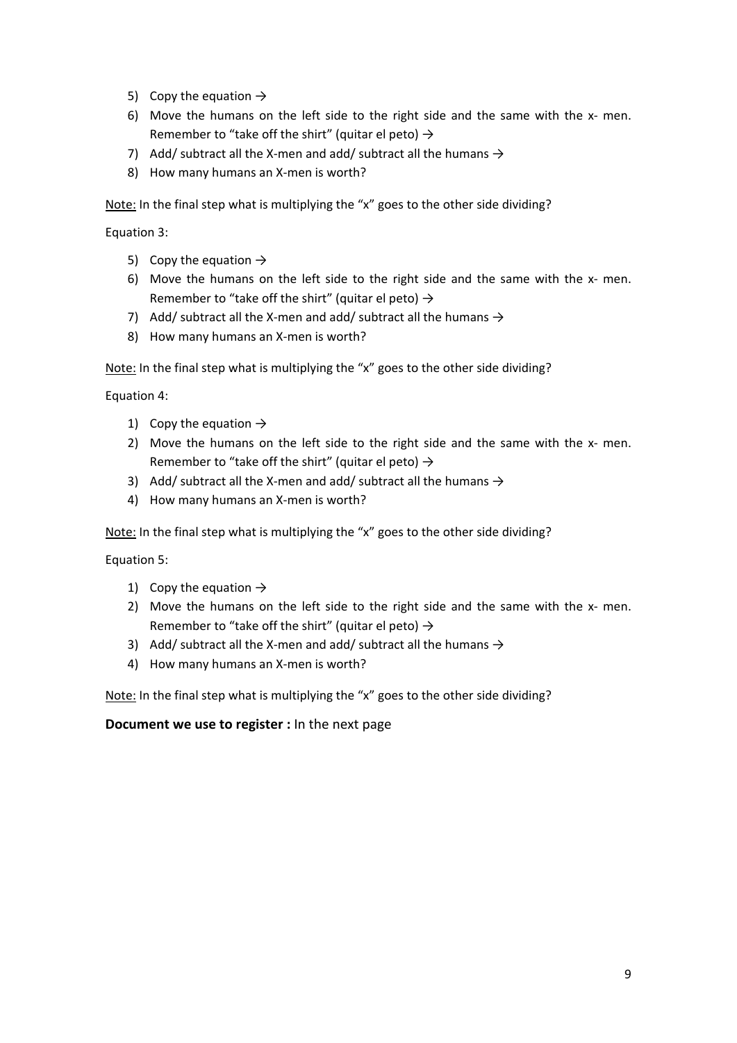5) Copy the equation →
6) Move the humans on the left side to the right side and the same with the x- men. Remember to "take off the shirt" (quitar el peto) →
7) Add/ subtract all the X-men and add/ subtract all the humans →
8) How many humans an X-men is worth?

<u>Note:</u> In the final step what is multiplying the "x" goes to the other side dividing?

Equation 3:

5) Copy the equation →
6) Move the humans on the left side to the right side and the same with the x- men. Remember to "take off the shirt" (quitar el peto) →
7) Add/ subtract all the X-men and add/ subtract all the humans →
8) How many humans an X-men is worth?

<u>Note:</u> In the final step what is multiplying the "x" goes to the other side dividing?

Equation 4:

1) Copy the equation →
2) Move the humans on the left side to the right side and the same with the x- men. Remember to "take off the shirt" (quitar el peto) →
3) Add/ subtract all the X-men and add/ subtract all the humans →
4) How many humans an X-men is worth?

<u>Note:</u> In the final step what is multiplying the "x" goes to the other side dividing?

Equation 5:

1) Copy the equation →
2) Move the humans on the left side to the right side and the same with the x- men. Remember to "take off the shirt" (quitar el peto) →
3) Add/ subtract all the X-men and add/ subtract all the humans →
4) How many humans an X-men is worth?

<u>Note:</u> In the final step what is multiplying the "x" goes to the other side dividing?

**Document we use to register :** In the next page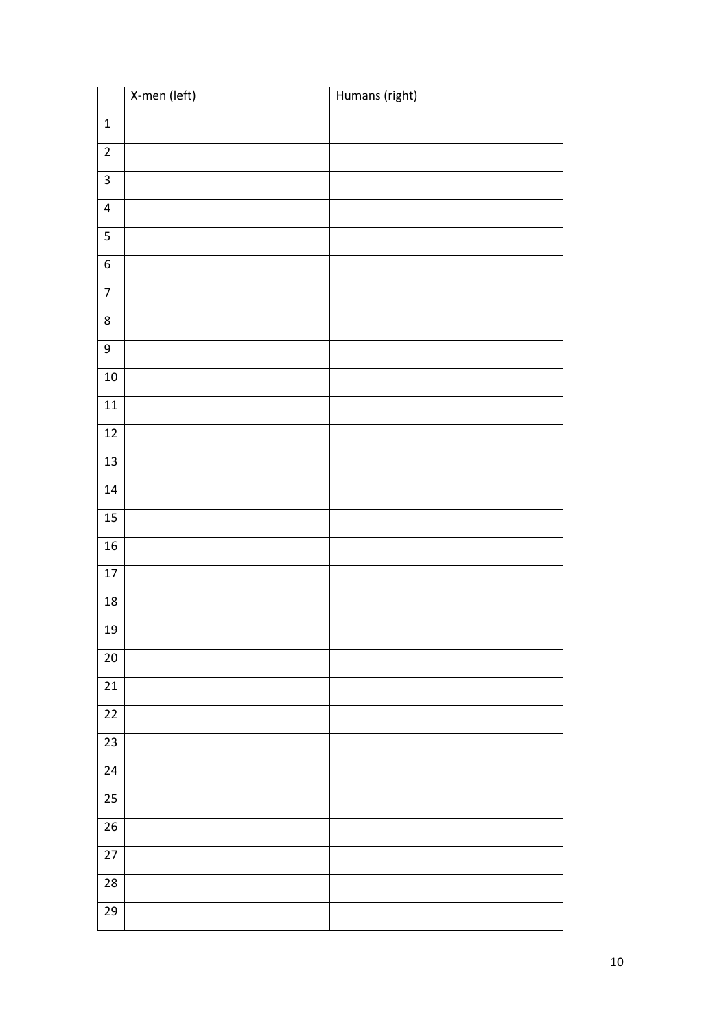| | X-men (left) | Humans (right) |
|---|---|---|
| 1 | | |
| 2 | | |
| 3 | | |
| 4 | | |
| 5 | | |
| 6 | | |
| 7 | | |
| 8 | | |
| 9 | | |
| 10 | | |
| 11 | | |
| 12 | | |
| 13 | | |
| 14 | | |
| 15 | | |
| 16 | | |
| 17 | | |
| 18 | | |
| 19 | | |
| 20 | | |
| 21 | | |
| 22 | | |
| 23 | | |
| 24 | | |
| 25 | | |
| 26 | | |
| 27 | | |
| 28 | | |
| 29 | | |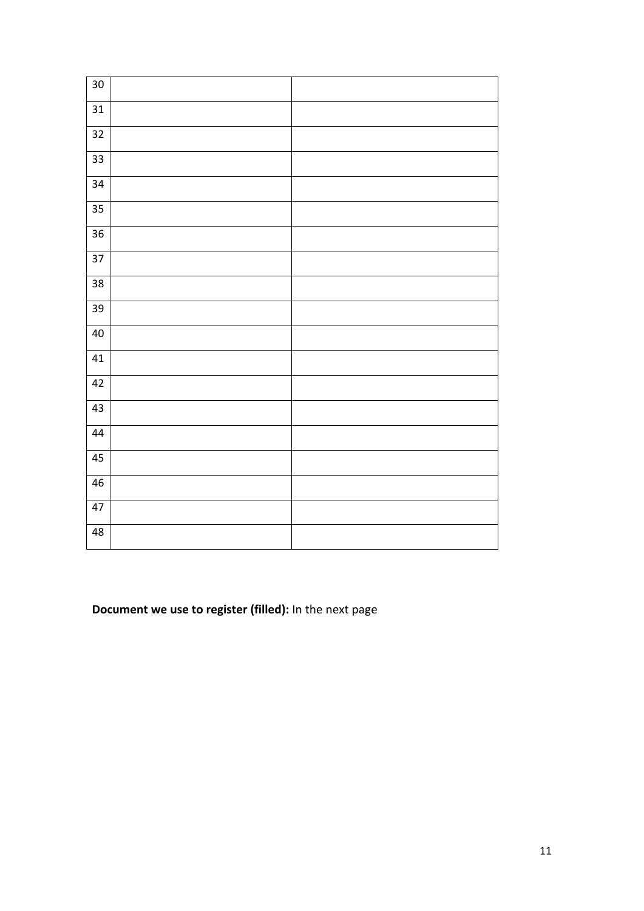| | | |
|---|---|---|
| 30 | | |
| 31 | | |
| 32 | | |
| 33 | | |
| 34 | | |
| 35 | | |
| 36 | | |
| 37 | | |
| 38 | | |
| 39 | | |
| 40 | | |
| 41 | | |
| 42 | | |
| 43 | | |
| 44 | | |
| 45 | | |
| 46 | | |
| 47 | | |
| 48 | | |

**Document we use to register (filled):** In the next page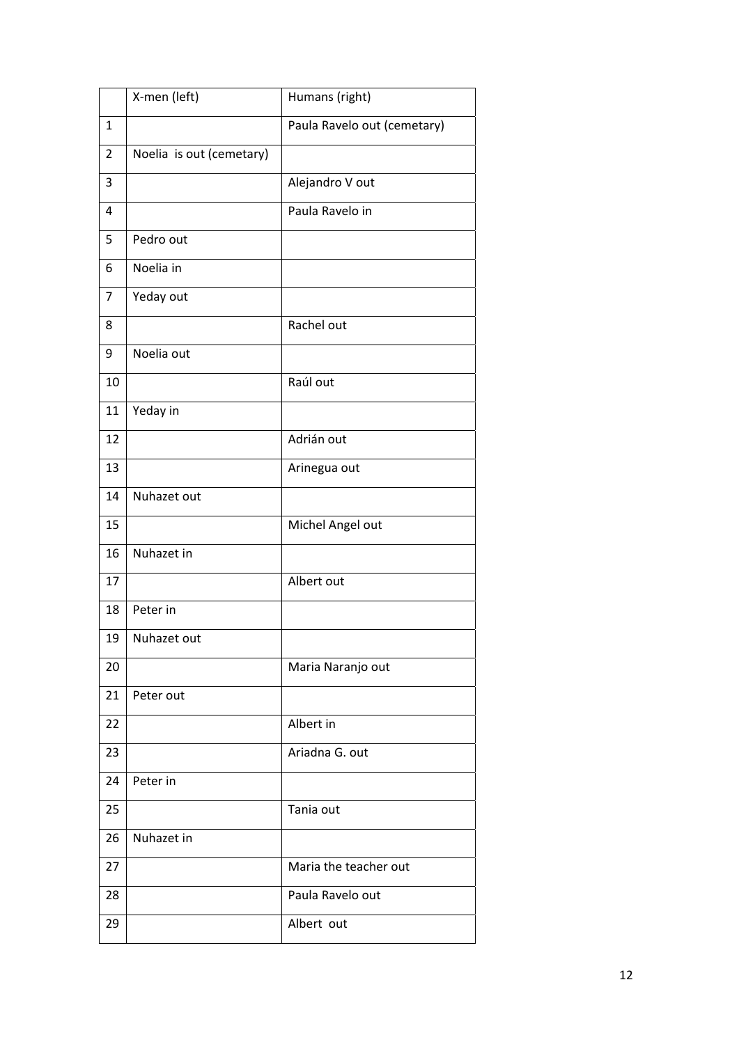| | X-men (left) | Humans (right) |
|---|---|---|
| 1 | | Paula Ravelo out (cemetary) |
| 2 | Noelia is out (cemetary) | |
| 3 | | Alejandro V out |
| 4 | | Paula Ravelo in |
| 5 | Pedro out | |
| 6 | Noelia in | |
| 7 | Yeday out | |
| 8 | | Rachel out |
| 9 | Noelia out | |
| 10 | | Raúl out |
| 11 | Yeday in | |
| 12 | | Adrián out |
| 13 | | Arinegua out |
| 14 | Nuhazet out | |
| 15 | | Michel Angel out |
| 16 | Nuhazet in | |
| 17 | | Albert out |
| 18 | Peter in | |
| 19 | Nuhazet out | |
| 20 | | Maria Naranjo out |
| 21 | Peter out | |
| 22 | | Albert in |
| 23 | | Ariadna G. out |
| 24 | Peter in | |
| 25 | | Tania out |
| 26 | Nuhazet in | |
| 27 | | Maria the teacher out |
| 28 | | Paula Ravelo out |
| 29 | | Albert out |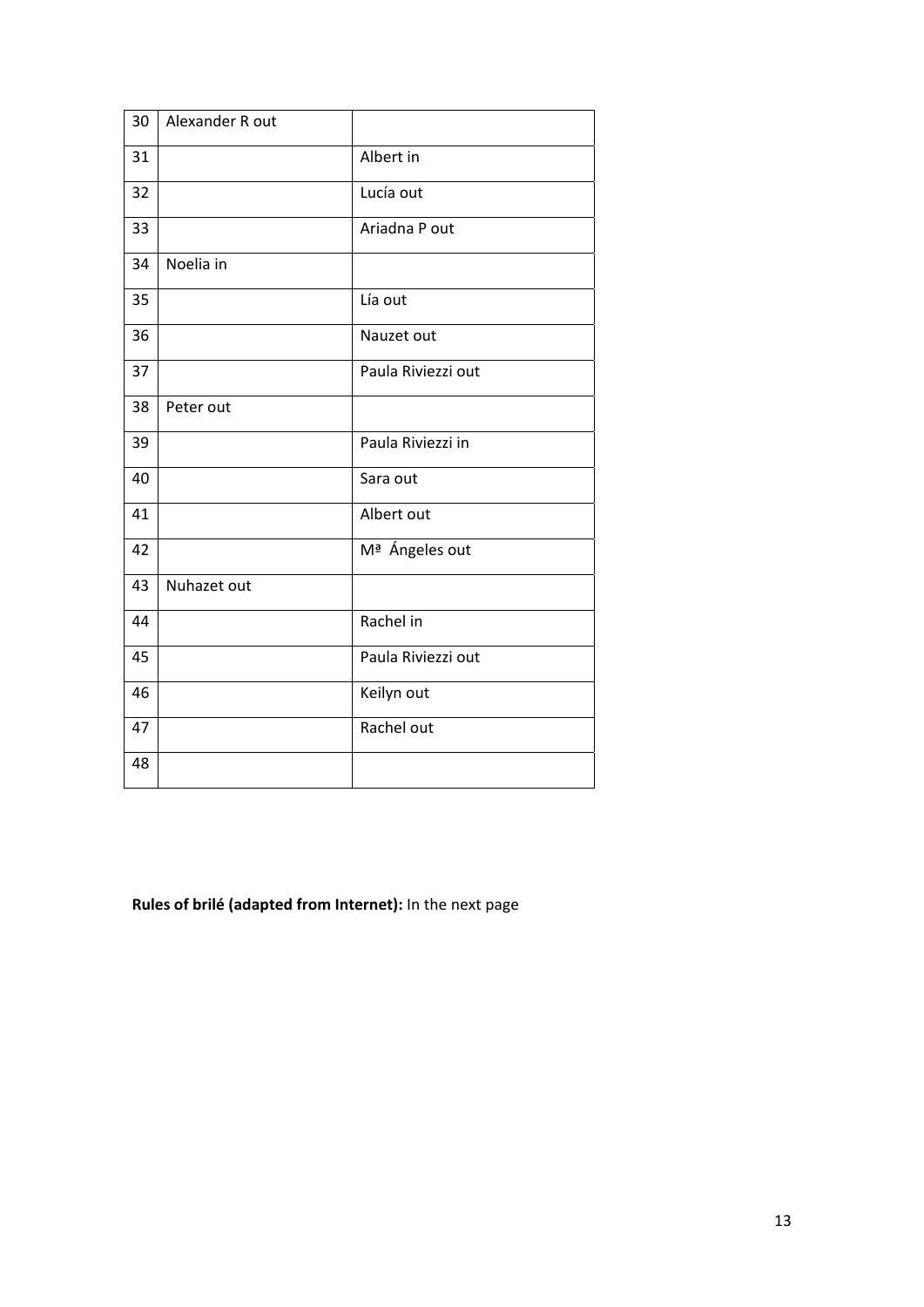| 30 | Alexander R out | |
|---|---|---|
| 31 | | Albert in |
| 32 | | Lucía out |
| 33 | | Ariadna P out |
| 34 | Noelia in | |
| 35 | | Lía out |
| 36 | | Nauzet out |
| 37 | | Paula Riviezzi out |
| 38 | Peter out | |
| 39 | | Paula Riviezzi in |
| 40 | | Sara out |
| 41 | | Albert out |
| 42 | | Mª Ángeles out |
| 43 | Nuhazet out | |
| 44 | | Rachel in |
| 45 | | Paula Riviezzi out |
| 46 | | Keilyn out |
| 47 | | Rachel out |
| 48 | | |

**Rules of brilé (adapted from Internet):** In the next page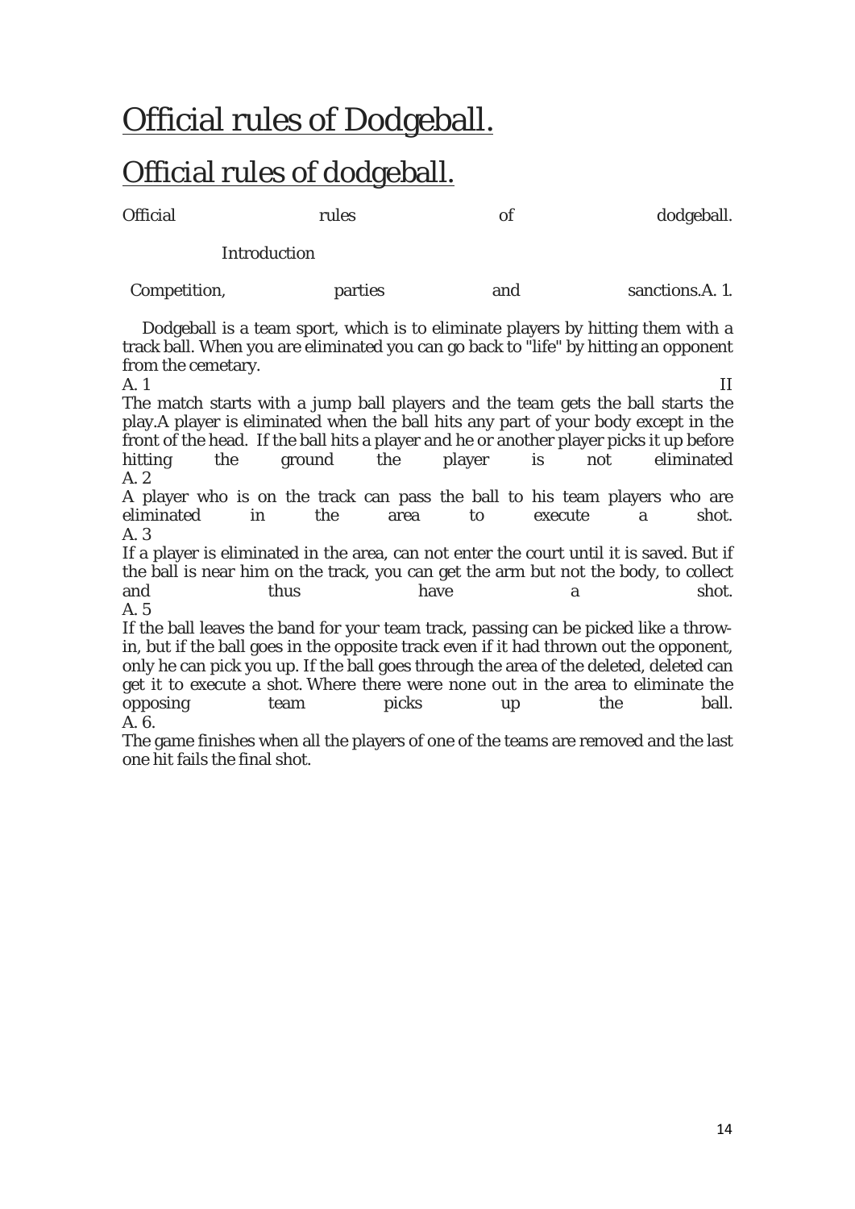# Official rules of Dodgeball.

## Official rules of dodgeball.

Official rules of dodgeball.

Introduction

Competition, parties and sanctions.A. 1.

Dodgeball is a team sport, which is to eliminate players by hitting them with a track ball. When you are eliminated you can go back to "life" by hitting an opponent from the cemetary.

A. 1 II

The match starts with a jump ball players and the team gets the ball starts the play.A player is eliminated when the ball hits any part of your body except in the front of the head. If the ball hits a player and he or another player picks it up before hitting the ground the player is not eliminated

A. 2

A player who is on the track can pass the ball to his team players who are eliminated in the area to execute a shot.

A. 3

If a player is eliminated in the area, can not enter the court until it is saved. But if the ball is near him on the track, you can get the arm but not the body, to collect and thus have a shot.

A. 5

If the ball leaves the band for your team track, passing can be picked like a throw-in, but if the ball goes in the opposite track even if it had thrown out the opponent, only he can pick you up. If the ball goes through the area of the deleted, deleted can get it to execute a shot. Where there were none out in the area to eliminate the opposing team picks up the ball.

A. 6.

The game finishes when all the players of one of the teams are removed and the last one hit fails the final shot.